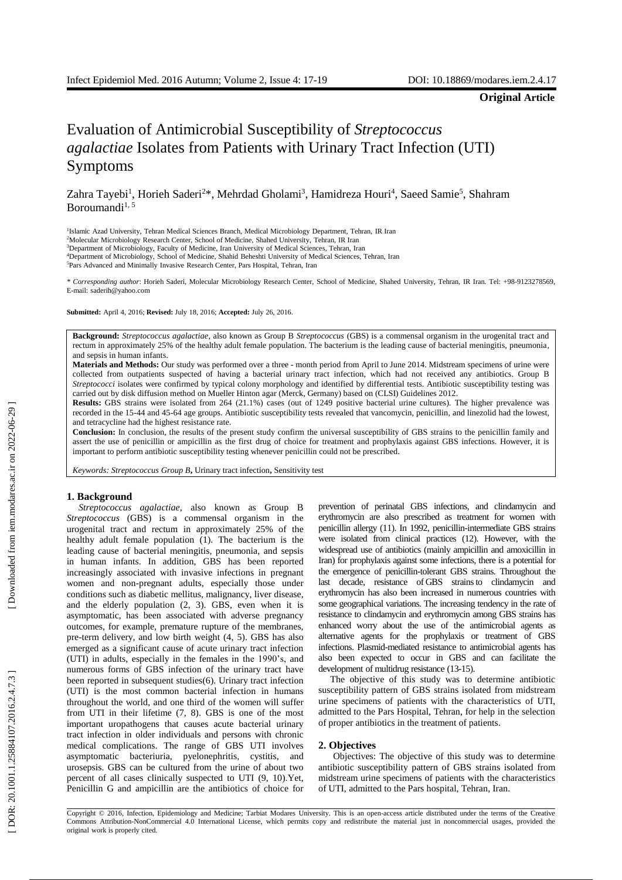**Original Article**

# Evaluation of Antimicrobial Susceptibility of *Streptococcus agalactiae* Isolates from Patients with Urinary Tract Infection (UTI) Symptoms

Zahra Tayebi[1], Horieh Saderi[2]*, Mehrdad Gholami[3], Hamidreza Houri[4], Saeed Samie[5], Shahram Boroumandi[1, 5]

[1]Islamic Azad University, Tehran Medical Sciences Branch, Medical Microbiology Department, Tehran, IR Iran
[2]Molecular Microbiology Research Center, School of Medicine, Shahed University, Tehran, IR Iran
[3]Department of Microbiology, Faculty of Medicine, Iran University of Medical Sciences, Tehran, Iran
[4]Department of Microbiology, School of Medicine, Shahid Beheshti University of Medical Sciences, Tehran, Iran
[5]Pars Advanced and Minimally Invasive Research Center, Pars Hospital, Tehran, Iran

*\* Corresponding author*: Horieh Saderi, Molecular Microbiology Research Center, School of Medicine, Shahed University, Tehran, IR Iran. Tel: +98-9123278569, E-mail: saderih@yahoo.com

**Submitted:** April 4, 2016; **Revised:** July 18, 2016; **Accepted:** July 26, 2016.

**Background:** *Streptococcus agalactiae*, also known as Group B *Streptococcus* (GBS) is a commensal organism in the urogenital tract and rectum in approximately 25% of the healthy adult female population. The bacterium is the leading cause of bacterial meningitis, pneumonia, and sepsis in human infants.

**Materials and Methods:** Our study was performed over a three - month period from April to June 2014. Midstream specimens of urine were collected from outpatients suspected of having a bacterial urinary tract infection, which had not received any antibiotics. Group B *Streptococci* isolates were confirmed by typical colony morphology and identified by differential tests. Antibiotic susceptibility testing was carried out by disk diffusion method on Mueller Hinton agar (Merck, Germany) based on (CLSI) Guidelines 2012.

**Results:** GBS strains were isolated from 264 (21.1%) cases (out of 1249 positive bacterial urine cultures). The higher prevalence was recorded in the 15-44 and 45-64 age groups. Antibiotic susceptibility tests revealed that vancomycin, penicillin, and linezolid had the lowest, and tetracycline had the highest resistance rate.

**Conclusion:** In conclusion, the results of the present study confirm the universal susceptibility of GBS strains to the penicillin family and assert the use of penicillin or ampicillin as the first drug of choice for treatment and prophylaxis against GBS infections. However, it is important to perform antibiotic susceptibility testing whenever penicillin could not be prescribed.

*Keywords: Streptococcus Group B***,** Urinary tract infection**,** Sensitivity test

## 1. Background

*Streptococcus agalactiae*, also known as Group B *Streptococcus* (GBS) is a commensal organism in the urogenital tract and rectum in approximately 25% of the healthy adult female population (1). The bacterium is the leading cause of bacterial meningitis, pneumonia, and sepsis in human infants. In addition, GBS has been reported increasingly associated with invasive infections in pregnant women and non-pregnant adults, especially those under conditions such as diabetic mellitus, malignancy, liver disease, and the elderly population (2, 3). GBS, even when it is asymptomatic, has been associated with adverse pregnancy outcomes, for example, premature rupture of the membranes, pre-term delivery, and low birth weight (4, 5). GBS has also emerged as a significant cause of acute urinary tract infection (UTI) in adults, especially in the females in the 1990's, and numerous forms of GBS infection of the urinary tract have been reported in subsequent studies(6). Urinary tract infection (UTI) is the most common bacterial infection in humans throughout the world, and one third of the women will suffer from UTI in their lifetime (7, 8). GBS is one of the most important uropathogens that causes acute bacterial urinary tract infection in older individuals and persons with chronic medical complications. The range of GBS UTI involves asymptomatic bacteriuria, pyelonephritis, cystitis, and urosepsis. GBS can be cultured from the urine of about two percent of all cases clinically suspected to UTI (9, 10).Yet, Penicillin G and ampicillin are the antibiotics of choice for prevention of perinatal GBS infections, and clindamycin and erythromycin are also prescribed as treatment for women with penicillin allergy (11). In 1992, penicillin-intermediate GBS strains were isolated from clinical practices (12). However, with the widespread use of antibiotics (mainly ampicillin and amoxicillin in Iran) for prophylaxis against some infections, there is a potential for the emergence of penicillin-tolerant GBS strains. Throughout the last decade, resistance of GBS strains to clindamycin and erythromycin has also been increased in numerous countries with some geographical variations. The increasing tendency in the rate of resistance to clindamycin and erythromycin among GBS strains has enhanced worry about the use of the antimicrobial agents as alternative agents for the prophylaxis or treatment of GBS infections. Plasmid-mediated resistance to antimicrobial agents has also been expected to occur in GBS and can facilitate the development of multidrug resistance (13-15).

The objective of this study was to determine antibiotic susceptibility pattern of GBS strains isolated from midstream urine specimens of patients with the characteristics of UTI, admitted to the Pars Hospital, Tehran, for help in the selection of proper antibiotics in the treatment of patients.

## 2. Objectives

Objectives: The objective of this study was to determine antibiotic susceptibility pattern of GBS strains isolated from midstream urine specimens of patients with the characteristics of UTI, admitted to the Pars hospital, Tehran, Iran.

Copyright © 2016, Infection, Epidemiology and Medicine; Tarbiat Modares University. This is an open-access article distributed under the terms of the Creative Commons Attribution-NonCommercial 4.0 International License, which permits copy and redistribute the material just in noncommercial usages, provided the original work is properly cited.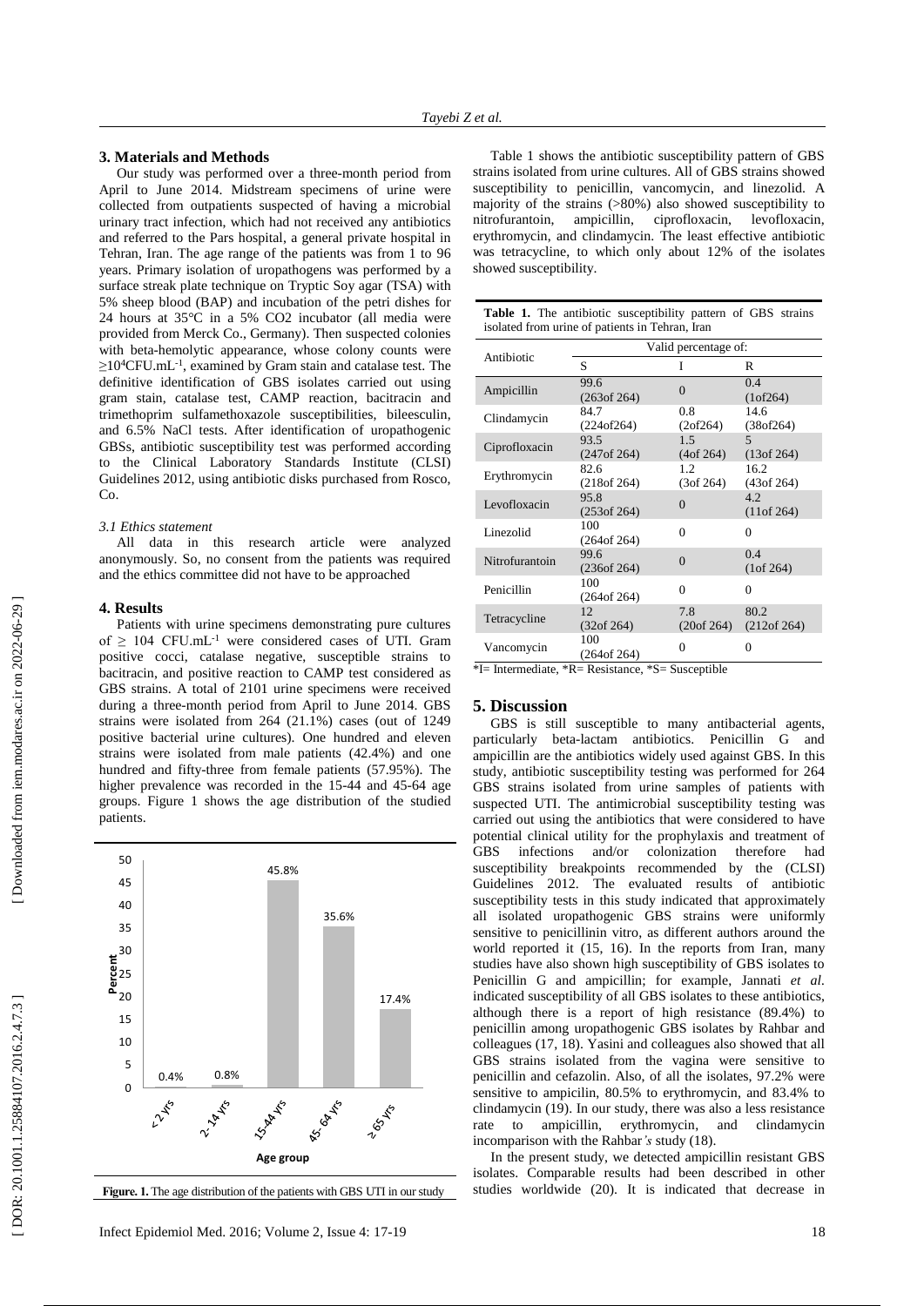## 3. Materials and Methods

Our study was performed over a three-month period from April to June 2014. Midstream specimens of urine were collected from outpatients suspected of having a microbial urinary tract infection, which had not received any antibiotics and referred to the Pars hospital, a general private hospital in Tehran, Iran. The age range of the patients was from 1 to 96 years. Primary isolation of uropathogens was performed by a surface streak plate technique on Tryptic Soy agar (TSA) with 5% sheep blood (BAP) and incubation of the petri dishes for 24 hours at 35°C in a 5% CO2 incubator (all media were provided from Merck Co., Germany). Then suspected colonies with beta-hemolytic appearance, whose colony counts were $\geq 10^4$CFU.mL$^{-1}$, examined by Gram stain and catalase test. The definitive identification of GBS isolates carried out using gram stain, catalase test, CAMP reaction, bacitracin and trimethoprim sulfamethoxazole susceptibilities, bileesculin, and 6.5% NaCl tests. After identification of uropathogenic GBSs, antibiotic susceptibility test was performed according to the Clinical Laboratory Standards Institute (CLSI) Guidelines 2012, using antibiotic disks purchased from Rosco, Co.

### *3.1 Ethics statement*

All data in this research article were analyzed anonymously. So, no consent from the patients was required and the ethics committee did not have to be approached

## 4. Results

Patients with urine specimens demonstrating pure cultures of $\geq$ 104 CFU.mL$^{-1}$ were considered cases of UTI. Gram positive cocci, catalase negative, susceptible strains to bacitracin, and positive reaction to CAMP test considered as GBS strains. A total of 2101 urine specimens were received during a three-month period from April to June 2014. GBS strains were isolated from 264 (21.1%) cases (out of 1249 positive bacterial urine cultures). One hundred and eleven strains were isolated from male patients (42.4%) and one hundred and fifty-three from female patients (57.95%). The higher prevalence was recorded in the 15-44 and 45-64 age groups. Figure 1 shows the age distribution of the studied patients.

| Age group | Percent |
|---|---|
| <2 yrs | 0.4% |
| 2-14 yrs | 0.8% |
| 15-44 yrs | 45.8% |
| 45-64 yrs | 35.6% |
| ≥65 yrs | 17.4% |

**Figure. 1.** The age distribution of the patients with GBS UTI in our study

Table 1 shows the antibiotic susceptibility pattern of GBS strains isolated from urine cultures. All of GBS strains showed susceptibility to penicillin, vancomycin, and linezolid. A majority of the strains (>80%) also showed susceptibility to nitrofurantoin, ampicillin, ciprofloxacin, levofloxacin, erythromycin, and clindamycin. The least effective antibiotic was tetracycline, to which only about 12% of the isolates showed susceptibility.

**Table 1.** The antibiotic susceptibility pattern of GBS strains isolated from urine of patients in Tehran, Iran

| Antibiotic | Valid percentage of: | | |
|---|---|---|---|
| | S | I | R |
| Ampicillin | 99.6 (263of 264) | 0 | 0.4 (1of264) |
| Clindamycin | 84.7 (224of264) | 0.8 (2of264) | 14.6 (38of264) |
| Ciprofloxacin | 93.5 (247of 264) | 1.5 (4of 264) | 5 (13of 264) |
| Erythromycin | 82.6 (218of 264) | 1.2 (3of 264) | 16.2 (43of 264) |
| Levofloxacin | 95.8 (253of 264) | 0 | 4.2 (11of 264) |
| Linezolid | 100 (264of 264) | 0 | 0 |
| Nitrofurantoin | 99.6 (236of 264) | 0 | 0.4 (1of 264) |
| Penicillin | 100 (264of 264) | 0 | 0 |
| Tetracycline | 12 (32of 264) | 7.8 (20of 264) | 80.2 (212of 264) |
| Vancomycin | 100 (264of 264) | 0 | 0 |

*I= Intermediate, *R= Resistance, *S= Susceptible

## 5. Discussion

GBS is still susceptible to many antibacterial agents, particularly beta-lactam antibiotics. Penicillin G and ampicillin are the antibiotics widely used against GBS. In this study, antibiotic susceptibility testing was performed for 264 GBS strains isolated from urine samples of patients with suspected UTI. The antimicrobial susceptibility testing was carried out using the antibiotics that were considered to have potential clinical utility for the prophylaxis and treatment of GBS infections and/or colonization therefore had susceptibility breakpoints recommended by the (CLSI) Guidelines 2012. The evaluated results of antibiotic susceptibility tests in this study indicated that approximately all isolated uropathogenic GBS strains were uniformly sensitive to penicillinin vitro, as different authors around the world reported it (15, 16). In the reports from Iran, many studies have also shown high susceptibility of GBS isolates to Penicillin G and ampicillin; for example, Jannati *et al.* indicated susceptibility of all GBS isolates to these antibiotics, although there is a report of high resistance (89.4%) to penicillin among uropathogenic GBS isolates by Rahbar and colleagues (17, 18). Yasini and colleagues also showed that all GBS strains isolated from the vagina were sensitive to penicillin and cefazolin. Also, of all the isolates, 97.2% were sensitive to ampicilin, 80.5% to erythromycin, and 83.4% to clindamycin (19). In our study, there was also a less resistance rate to ampicillin, erythromycin, and clindamycin incomparison with the Rahbar*'s* study (18).

In the present study, we detected ampicillin resistant GBS isolates. Comparable results had been described in other studies worldwide (20). It is indicated that decrease in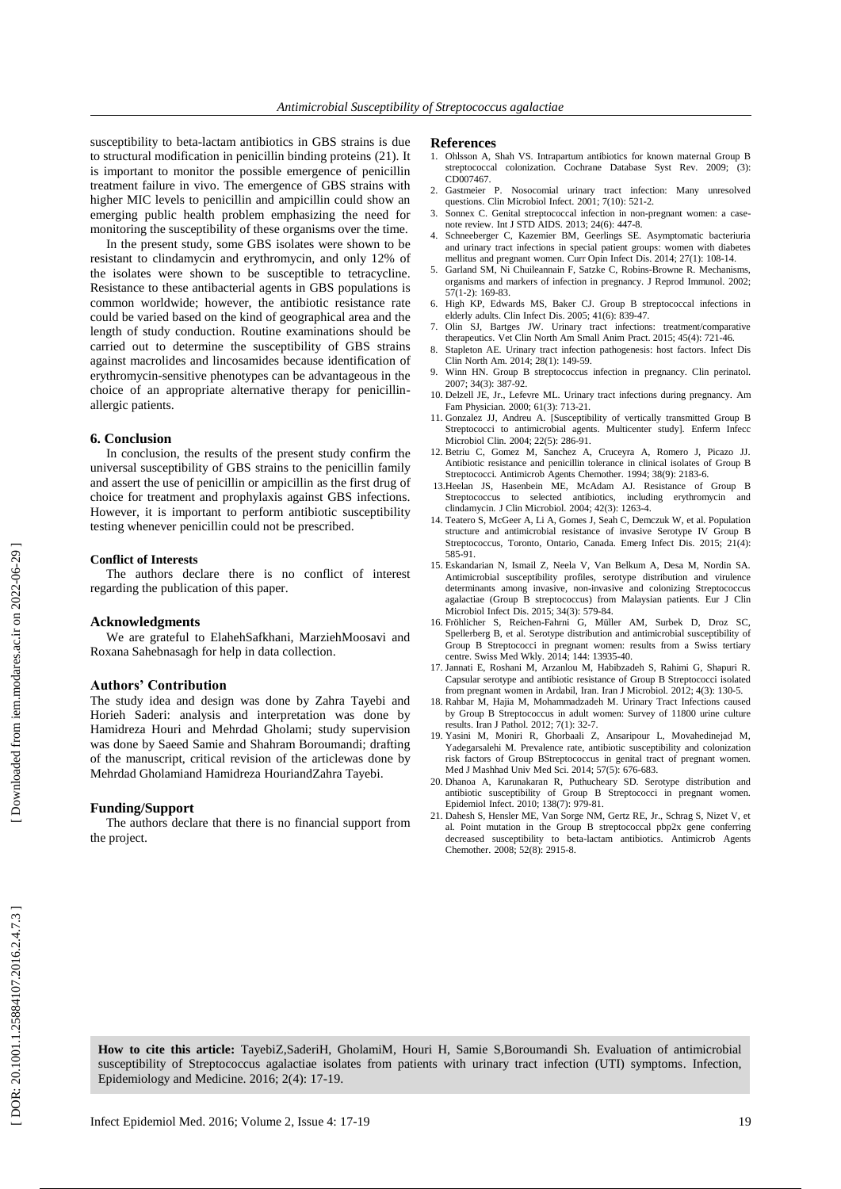susceptibility to beta-lactam antibiotics in GBS strains is due to structural modification in penicillin binding proteins (21). It is important to monitor the possible emergence of penicillin treatment failure in vivo. The emergence of GBS strains with higher MIC levels to penicillin and ampicillin could show an emerging public health problem emphasizing the need for monitoring the susceptibility of these organisms over the time.

In the present study, some GBS isolates were shown to be resistant to clindamycin and erythromycin, and only 12% of the isolates were shown to be susceptible to tetracycline. Resistance to these antibacterial agents in GBS populations is common worldwide; however, the antibiotic resistance rate could be varied based on the kind of geographical area and the length of study conduction. Routine examinations should be carried out to determine the susceptibility of GBS strains against macrolides and lincosamides because identification of erythromycin-sensitive phenotypes can be advantageous in the choice of an appropriate alternative therapy for penicillin-allergic patients.

## 6. Conclusion

In conclusion, the results of the present study confirm the universal susceptibility of GBS strains to the penicillin family and assert the use of penicillin or ampicillin as the first drug of choice for treatment and prophylaxis against GBS infections. However, it is important to perform antibiotic susceptibility testing whenever penicillin could not be prescribed.

### Conflict of Interests

The authors declare there is no conflict of interest regarding the publication of this paper.

### Acknowledgments

We are grateful to ElahehSafkhani, MarziehMoosavi and Roxana Sahebnasagh for help in data collection.

### Authors' Contribution

The study idea and design was done by Zahra Tayebi and Horieh Saderi: analysis and interpretation was done by Hamidreza Houri and Mehrdad Gholami; study supervision was done by Saeed Samie and Shahram Boroumandi; drafting of the manuscript, critical revision of the articlewas done by Mehrdad Gholamiand Hamidreza HouriandZahra Tayebi.

### Funding/Support

The authors declare that there is no financial support from the project.

## References

1. Ohlsson A, Shah VS. Intrapartum antibiotics for known maternal Group B streptococcal colonization. Cochrane Database Syst Rev. 2009; (3): CD007467.
2. Gastmeier P. Nosocomial urinary tract infection: Many unresolved questions. Clin Microbiol Infect. 2001; 7(10): 521-2.
3. Sonnex C. Genital streptococcal infection in non-pregnant women: a case-note review. Int J STD AIDS. 2013; 24(6): 447-8.
4. Schneeberger C, Kazemier BM, Geerlings SE. Asymptomatic bacteriuria and urinary tract infections in special patient groups: women with diabetes mellitus and pregnant women. Curr Opin Infect Dis. 2014; 27(1): 108-14.
5. Garland SM, Ni Chuileannain F, Satzke C, Robins-Browne R. Mechanisms, organisms and markers of infection in pregnancy. J Reprod Immunol. 2002; 57(1-2): 169-83.
6. High KP, Edwards MS, Baker CJ. Group B streptococcal infections in elderly adults. Clin Infect Dis. 2005; 41(6): 839-47.
7. Olin SJ, Bartges JW. Urinary tract infections: treatment/comparative therapeutics. Vet Clin North Am Small Anim Pract. 2015; 45(4): 721-46.
8. Stapleton AE. Urinary tract infection pathogenesis: host factors. Infect Dis Clin North Am. 2014; 28(1): 149-59.
9. Winn HN. Group B streptococcus infection in pregnancy. Clin perinatol. 2007; 34(3): 387-92.
10. Delzell JE, Jr., Lefevre ML. Urinary tract infections during pregnancy. Am Fam Physician. 2000; 61(3): 713-21.
11. Gonzalez JJ, Andreu A. [Susceptibility of vertically transmitted Group B Streptococci to antimicrobial agents. Multicenter study]. Enferm Infecc Microbiol Clin. 2004; 22(5): 286-91.
12. Betriu C, Gomez M, Sanchez A, Cruceyra A, Romero J, Picazo JJ. Antibiotic resistance and penicillin tolerance in clinical isolates of Group B Streptococci. Antimicrob Agents Chemother. 1994; 38(9): 2183-6.
13. Heelan JS, Hasenbein ME, McAdam AJ. Resistance of Group B Streptococcus to selected antibiotics, including erythromycin and clindamycin. J Clin Microbiol. 2004; 42(3): 1263-4.
14. Teatero S, McGeer A, Li A, Gomes J, Seah C, Demczuk W, et al. Population structure and antimicrobial resistance of invasive Serotype IV Group B Streptococcus, Toronto, Ontario, Canada. Emerg Infect Dis. 2015; 21(4): 585-91.
15. Eskandarian N, Ismail Z, Neela V, Van Belkum A, Desa M, Nordin SA. Antimicrobial susceptibility profiles, serotype distribution and virulence determinants among invasive, non-invasive and colonizing Streptococcus agalactiae (Group B streptococcus) from Malaysian patients. Eur J Clin Microbiol Infect Dis. 2015; 34(3): 579-84.
16. Fröhlicher S, Reichen-Fahrni G, Müller AM, Surbek D, Droz SC, Spellerberg B, et al. Serotype distribution and antimicrobial susceptibility of Group B Streptococci in pregnant women: results from a Swiss tertiary centre. Swiss Med Wkly. 2014; 144: 13935-40.
17. Jannati E, Roshani M, Arzanlou M, Habibzadeh S, Rahimi G, Shapuri R. Capsular serotype and antibiotic resistance of Group B Streptococci isolated from pregnant women in Ardabil, Iran. Iran J Microbiol. 2012; 4(3): 130-5.
18. Rahbar M, Hajia M, Mohammadzadeh M. Urinary Tract Infections caused by Group B Streptococcus in adult women: Survey of 11800 urine culture results. Iran J Pathol. 2012; 7(1): 32-7.
19. Yasini M, Moniri R, Ghorbaali Z, Ansaripour L, Movahedinejad M, Yadegarsalehi M. Prevalence rate, antibiotic susceptibility and colonization risk factors of Group BStreptococcus in genital tract of pregnant women. Med J Mashhad Univ Med Sci. 2014; 57(5): 676-683.
20. Dhanoa A, Karunakaran R, Puthucheary SD. Serotype distribution and antibiotic susceptibility of Group B Streptococci in pregnant women. Epidemiol Infect. 2010; 138(7): 979-81.
21. Dahesh S, Hensler ME, Van Sorge NM, Gertz RE, Jr., Schrag S, Nizet V, et al. Point mutation in the Group B streptococcal pbp2x gene conferring decreased susceptibility to beta-lactam antibiotics. Antimicrob Agents Chemother. 2008; 52(8): 2915-8.

**How to cite this article:** TayebiZ,SaderiH, GholamiM, Houri H, Samie S,Boroumandi Sh. Evaluation of antimicrobial susceptibility of Streptococcus agalactiae isolates from patients with urinary tract infection (UTI) symptoms. Infection, Epidemiology and Medicine. 2016; 2(4): 17-19.